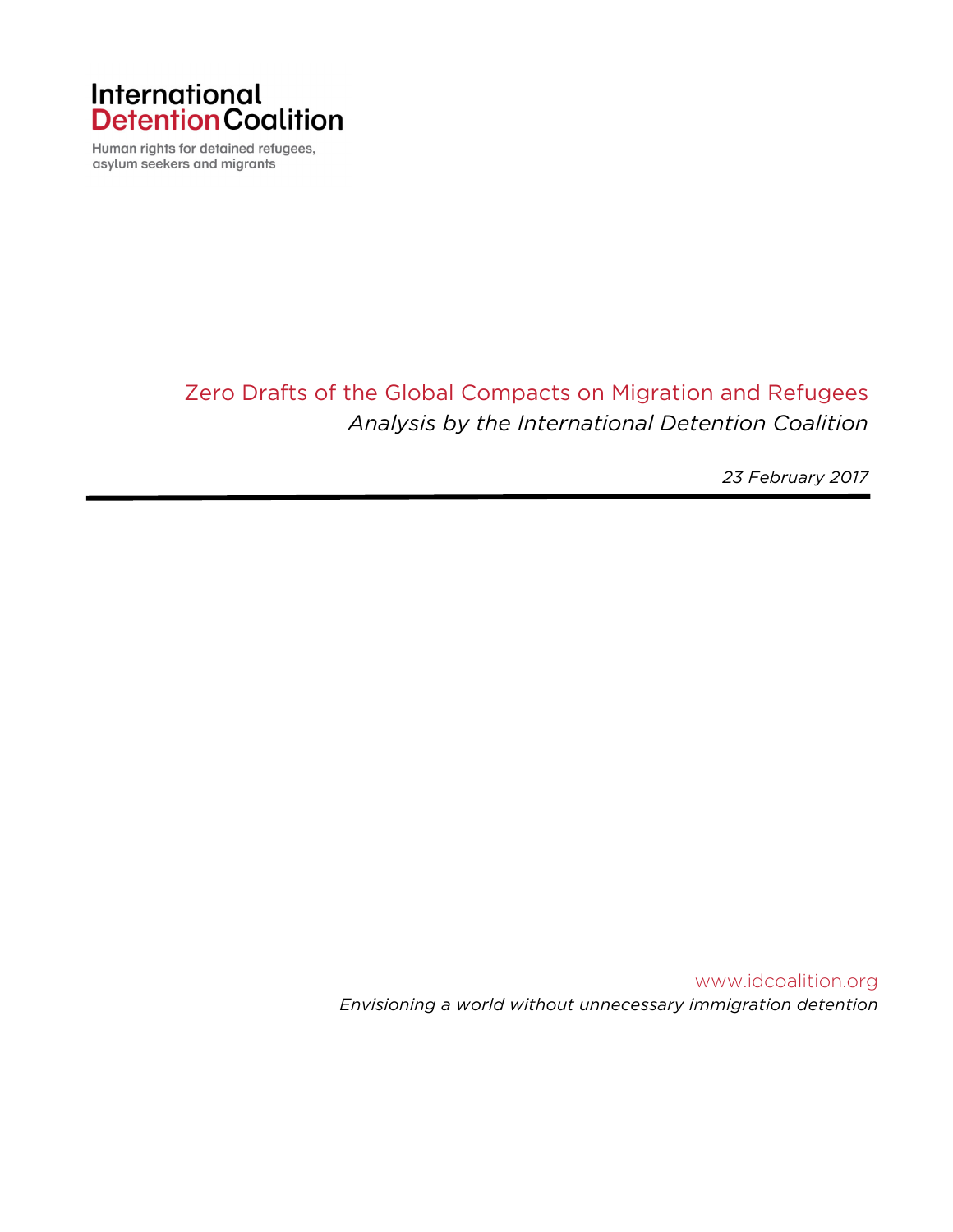International Detention Coalition

Human rights for detained refugees, asylum seekers and migrants

# Zero Drafts of the Global Compacts on Migration and Refugees

*Analysis by the International Detention Coalition*

*23 February 2017*

www.idcoalition.org

*Envisioning a world without unnecessary immigration detention*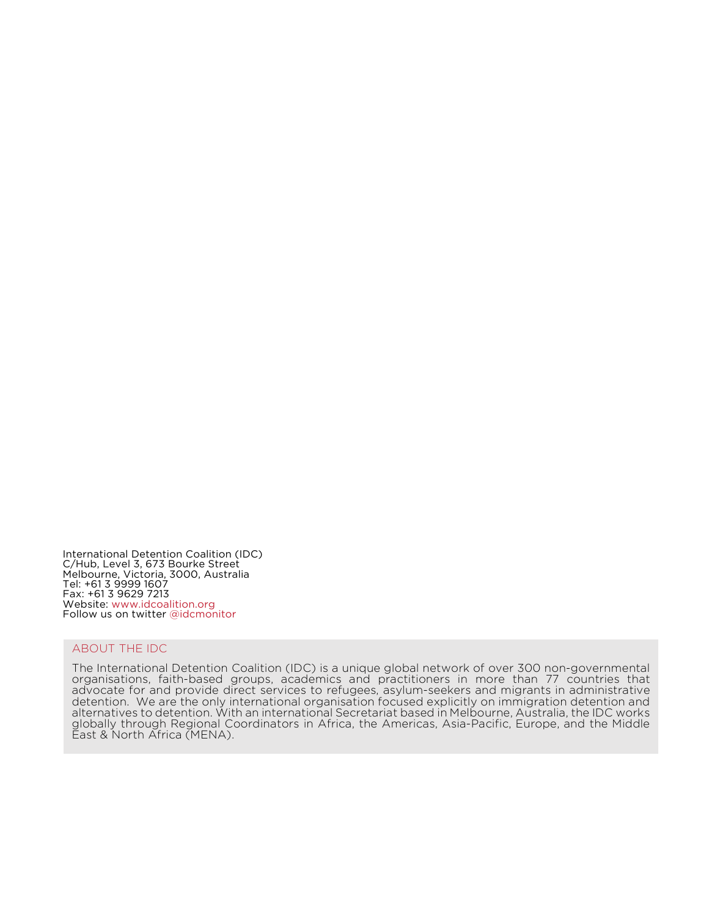International Detention Coalition (IDC)
C/Hub, Level 3, 673 Bourke Street
Melbourne, Victoria, 3000, Australia
Tel: +61 3 9999 1607
Fax: +61 3 9629 7213
Website: www.idcoalition.org
Follow us on twitter @idcmonitor

## ABOUT THE IDC

The International Detention Coalition (IDC) is a unique global network of over 300 non-governmental organisations, faith-based groups, academics and practitioners in more than 77 countries that advocate for and provide direct services to refugees, asylum-seekers and migrants in administrative detention. We are the only international organisation focused explicitly on immigration detention and alternatives to detention. With an international Secretariat based in Melbourne, Australia, the IDC works globally through Regional Coordinators in Africa, the Americas, Asia-Pacific, Europe, and the Middle East & North Africa (MENA).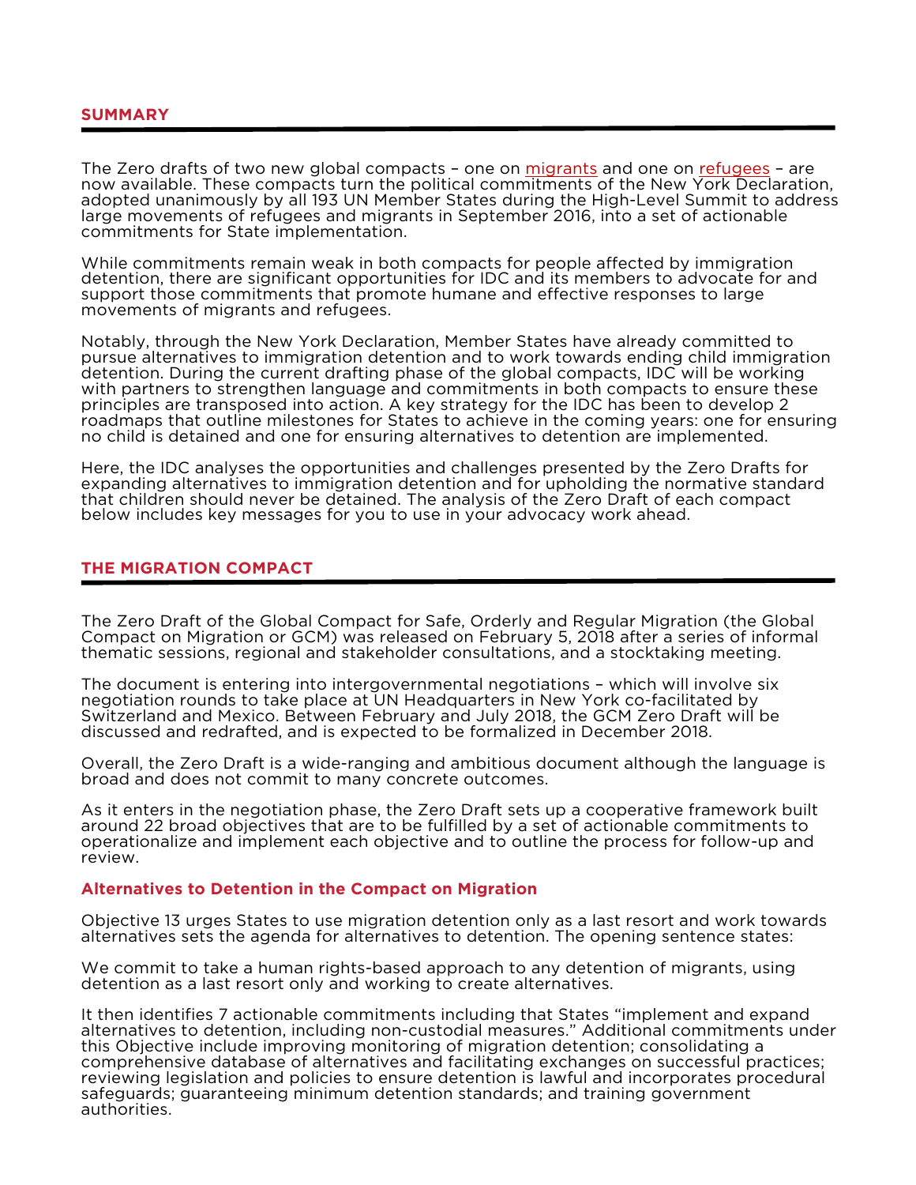## SUMMARY

The Zero drafts of two new global compacts – one on migrants and one on refugees – are now available. These compacts turn the political commitments of the New York Declaration, adopted unanimously by all 193 UN Member States during the High-Level Summit to address large movements of refugees and migrants in September 2016, into a set of actionable commitments for State implementation.

While commitments remain weak in both compacts for people affected by immigration detention, there are significant opportunities for IDC and its members to advocate for and support those commitments that promote humane and effective responses to large movements of migrants and refugees.

Notably, through the New York Declaration, Member States have already committed to pursue alternatives to immigration detention and to work towards ending child immigration detention. During the current drafting phase of the global compacts, IDC will be working with partners to strengthen language and commitments in both compacts to ensure these principles are transposed into action. A key strategy for the IDC has been to develop 2 roadmaps that outline milestones for States to achieve in the coming years: one for ensuring no child is detained and one for ensuring alternatives to detention are implemented.

Here, the IDC analyses the opportunities and challenges presented by the Zero Drafts for expanding alternatives to immigration detention and for upholding the normative standard that children should never be detained. The analysis of the Zero Draft of each compact below includes key messages for you to use in your advocacy work ahead.

## THE MIGRATION COMPACT

The Zero Draft of the Global Compact for Safe, Orderly and Regular Migration (the Global Compact on Migration or GCM) was released on February 5, 2018 after a series of informal thematic sessions, regional and stakeholder consultations, and a stocktaking meeting.

The document is entering into intergovernmental negotiations – which will involve six negotiation rounds to take place at UN Headquarters in New York co-facilitated by Switzerland and Mexico. Between February and July 2018, the GCM Zero Draft will be discussed and redrafted, and is expected to be formalized in December 2018.

Overall, the Zero Draft is a wide-ranging and ambitious document although the language is broad and does not commit to many concrete outcomes.

As it enters in the negotiation phase, the Zero Draft sets up a cooperative framework built around 22 broad objectives that are to be fulfilled by a set of actionable commitments to operationalize and implement each objective and to outline the process for follow-up and review.

### Alternatives to Detention in the Compact on Migration

Objective 13 urges States to use migration detention only as a last resort and work towards alternatives sets the agenda for alternatives to detention. The opening sentence states:

We commit to take a human rights-based approach to any detention of migrants, using detention as a last resort only and working to create alternatives.

It then identifies 7 actionable commitments including that States "implement and expand alternatives to detention, including non-custodial measures." Additional commitments under this Objective include improving monitoring of migration detention; consolidating a comprehensive database of alternatives and facilitating exchanges on successful practices; reviewing legislation and policies to ensure detention is lawful and incorporates procedural safeguards; guaranteeing minimum detention standards; and training government authorities.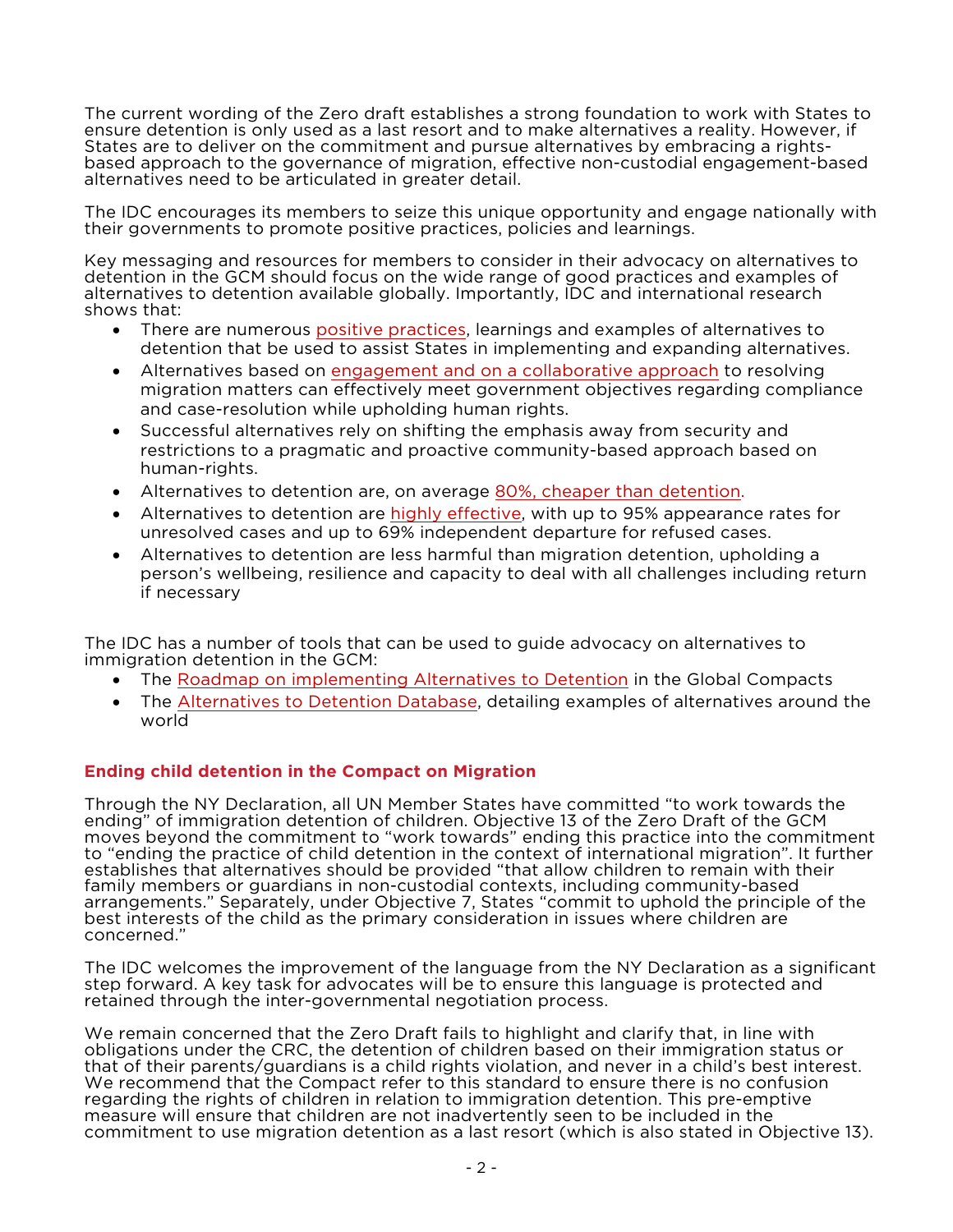The current wording of the Zero draft establishes a strong foundation to work with States to ensure detention is only used as a last resort and to make alternatives a reality. However, if States are to deliver on the commitment and pursue alternatives by embracing a rights-based approach to the governance of migration, effective non-custodial engagement-based alternatives need to be articulated in greater detail.

The IDC encourages its members to seize this unique opportunity and engage nationally with their governments to promote positive practices, policies and learnings.

Key messaging and resources for members to consider in their advocacy on alternatives to detention in the GCM should focus on the wide range of good practices and examples of alternatives to detention available globally. Importantly, IDC and international research shows that:

- There are numerous positive practices, learnings and examples of alternatives to detention that be used to assist States in implementing and expanding alternatives.
- Alternatives based on engagement and on a collaborative approach to resolving migration matters can effectively meet government objectives regarding compliance and case-resolution while upholding human rights.
- Successful alternatives rely on shifting the emphasis away from security and restrictions to a pragmatic and proactive community-based approach based on human-rights.
- Alternatives to detention are, on average 80%, cheaper than detention.
- Alternatives to detention are highly effective, with up to 95% appearance rates for unresolved cases and up to 69% independent departure for refused cases.
- Alternatives to detention are less harmful than migration detention, upholding a person's wellbeing, resilience and capacity to deal with all challenges including return if necessary

The IDC has a number of tools that can be used to guide advocacy on alternatives to immigration detention in the GCM:

- The Roadmap on implementing Alternatives to Detention in the Global Compacts
- The Alternatives to Detention Database, detailing examples of alternatives around the world

### Ending child detention in the Compact on Migration

Through the NY Declaration, all UN Member States have committed "to work towards the ending" of immigration detention of children. Objective 13 of the Zero Draft of the GCM moves beyond the commitment to "work towards" ending this practice into the commitment to "ending the practice of child detention in the context of international migration". It further establishes that alternatives should be provided "that allow children to remain with their family members or guardians in non-custodial contexts, including community-based arrangements." Separately, under Objective 7, States "commit to uphold the principle of the best interests of the child as the primary consideration in issues where children are concerned."

The IDC welcomes the improvement of the language from the NY Declaration as a significant step forward. A key task for advocates will be to ensure this language is protected and retained through the inter-governmental negotiation process.

We remain concerned that the Zero Draft fails to highlight and clarify that, in line with obligations under the CRC, the detention of children based on their immigration status or that of their parents/guardians is a child rights violation, and never in a child's best interest. We recommend that the Compact refer to this standard to ensure there is no confusion regarding the rights of children in relation to immigration detention. This pre-emptive measure will ensure that children are not inadvertently seen to be included in the commitment to use migration detention as a last resort (which is also stated in Objective 13).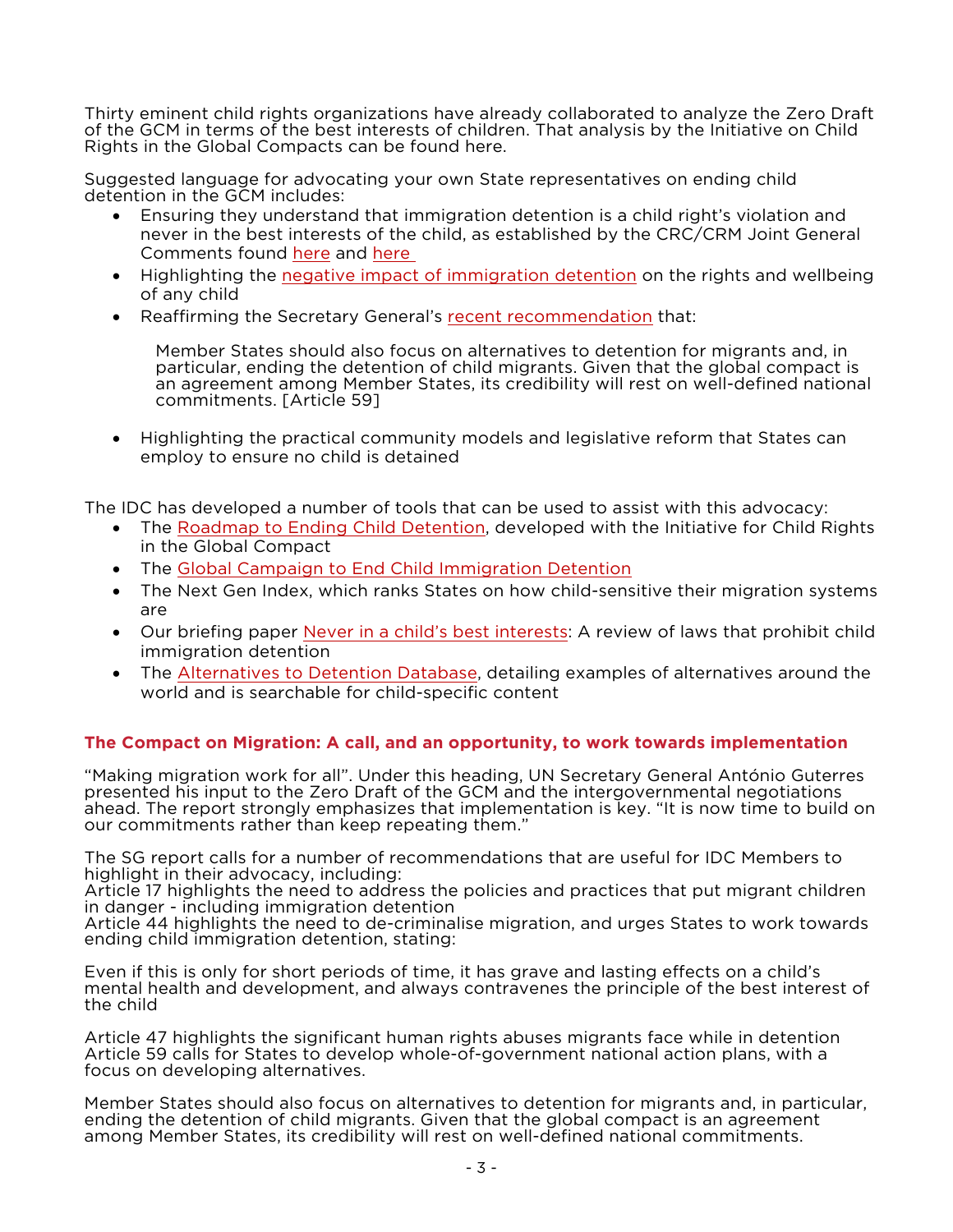Thirty eminent child rights organizations have already collaborated to analyze the Zero Draft of the GCM in terms of the best interests of children. That analysis by the Initiative on Child Rights in the Global Compacts can be found here.

Suggested language for advocating your own State representatives on ending child detention in the GCM includes:

- Ensuring they understand that immigration detention is a child right's violation and never in the best interests of the child, as established by the CRC/CRM Joint General Comments found here and here
- Highlighting the negative impact of immigration detention on the rights and wellbeing of any child
- Reaffirming the Secretary General's recent recommendation that:

  > Member States should also focus on alternatives to detention for migrants and, in particular, ending the detention of child migrants. Given that the global compact is an agreement among Member States, its credibility will rest on well-defined national commitments. [Article 59]

- Highlighting the practical community models and legislative reform that States can employ to ensure no child is detained

The IDC has developed a number of tools that can be used to assist with this advocacy:

- The Roadmap to Ending Child Detention, developed with the Initiative for Child Rights in the Global Compact
- The Global Campaign to End Child Immigration Detention
- The Next Gen Index, which ranks States on how child-sensitive their migration systems are
- Our briefing paper Never in a child's best interests: A review of laws that prohibit child immigration detention
- The Alternatives to Detention Database, detailing examples of alternatives around the world and is searchable for child-specific content

### The Compact on Migration: A call, and an opportunity, to work towards implementation

"Making migration work for all". Under this heading, UN Secretary General António Guterres presented his input to the Zero Draft of the GCM and the intergovernmental negotiations ahead. The report strongly emphasizes that implementation is key. "It is now time to build on our commitments rather than keep repeating them."

The SG report calls for a number of recommendations that are useful for IDC Members to highlight in their advocacy, including:
Article 17 highlights the need to address the policies and practices that put migrant children in danger - including immigration detention
Article 44 highlights the need to de-criminalise migration, and urges States to work towards ending child immigration detention, stating:

Even if this is only for short periods of time, it has grave and lasting effects on a child's mental health and development, and always contravenes the principle of the best interest of the child

Article 47 highlights the significant human rights abuses migrants face while in detention
Article 59 calls for States to develop whole-of-government national action plans, with a focus on developing alternatives.

Member States should also focus on alternatives to detention for migrants and, in particular, ending the detention of child migrants. Given that the global compact is an agreement among Member States, its credibility will rest on well-defined national commitments.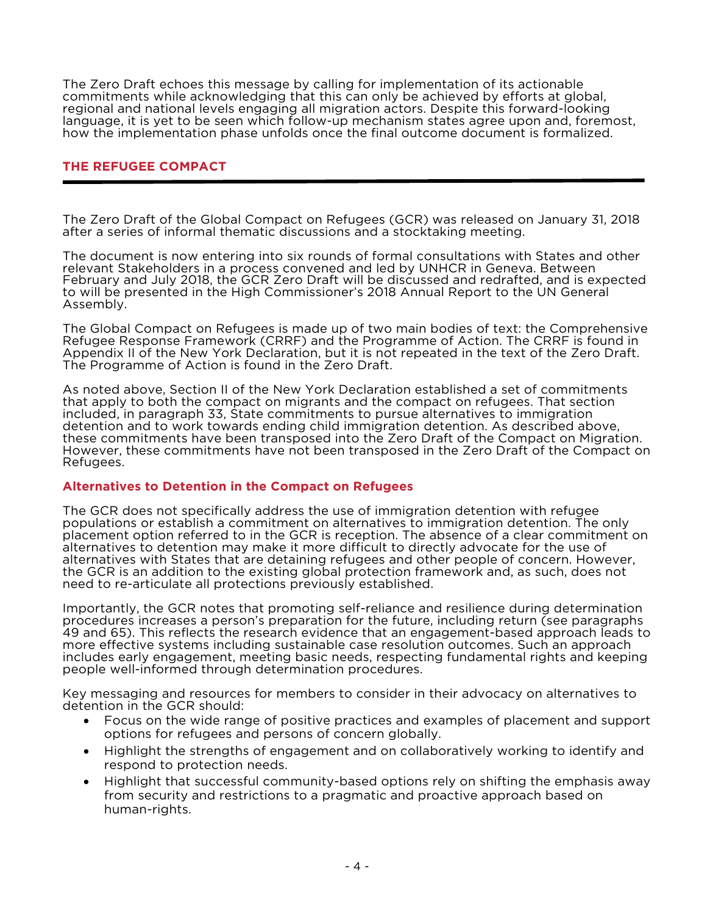The Zero Draft echoes this message by calling for implementation of its actionable commitments while acknowledging that this can only be achieved by efforts at global, regional and national levels engaging all migration actors. Despite this forward-looking language, it is yet to be seen which follow-up mechanism states agree upon and, foremost, how the implementation phase unfolds once the final outcome document is formalized.

## THE REFUGEE COMPACT

The Zero Draft of the Global Compact on Refugees (GCR) was released on January 31, 2018 after a series of informal thematic discussions and a stocktaking meeting.

The document is now entering into six rounds of formal consultations with States and other relevant Stakeholders in a process convened and led by UNHCR in Geneva. Between February and July 2018, the GCR Zero Draft will be discussed and redrafted, and is expected to will be presented in the High Commissioner's 2018 Annual Report to the UN General Assembly.

The Global Compact on Refugees is made up of two main bodies of text: the Comprehensive Refugee Response Framework (CRRF) and the Programme of Action. The CRRF is found in Appendix II of the New York Declaration, but it is not repeated in the text of the Zero Draft. The Programme of Action is found in the Zero Draft.

As noted above, Section II of the New York Declaration established a set of commitments that apply to both the compact on migrants and the compact on refugees. That section included, in paragraph 33, State commitments to pursue alternatives to immigration detention and to work towards ending child immigration detention. As described above, these commitments have been transposed into the Zero Draft of the Compact on Migration. However, these commitments have not been transposed in the Zero Draft of the Compact on Refugees.

### Alternatives to Detention in the Compact on Refugees

The GCR does not specifically address the use of immigration detention with refugee populations or establish a commitment on alternatives to immigration detention. The only placement option referred to in the GCR is reception. The absence of a clear commitment on alternatives to detention may make it more difficult to directly advocate for the use of alternatives with States that are detaining refugees and other people of concern. However, the GCR is an addition to the existing global protection framework and, as such, does not need to re-articulate all protections previously established.

Importantly, the GCR notes that promoting self-reliance and resilience during determination procedures increases a person's preparation for the future, including return (see paragraphs 49 and 65). This reflects the research evidence that an engagement-based approach leads to more effective systems including sustainable case resolution outcomes. Such an approach includes early engagement, meeting basic needs, respecting fundamental rights and keeping people well-informed through determination procedures.

Key messaging and resources for members to consider in their advocacy on alternatives to detention in the GCR should:

- Focus on the wide range of positive practices and examples of placement and support options for refugees and persons of concern globally.
- Highlight the strengths of engagement and on collaboratively working to identify and respond to protection needs.
- Highlight that successful community-based options rely on shifting the emphasis away from security and restrictions to a pragmatic and proactive approach based on human-rights.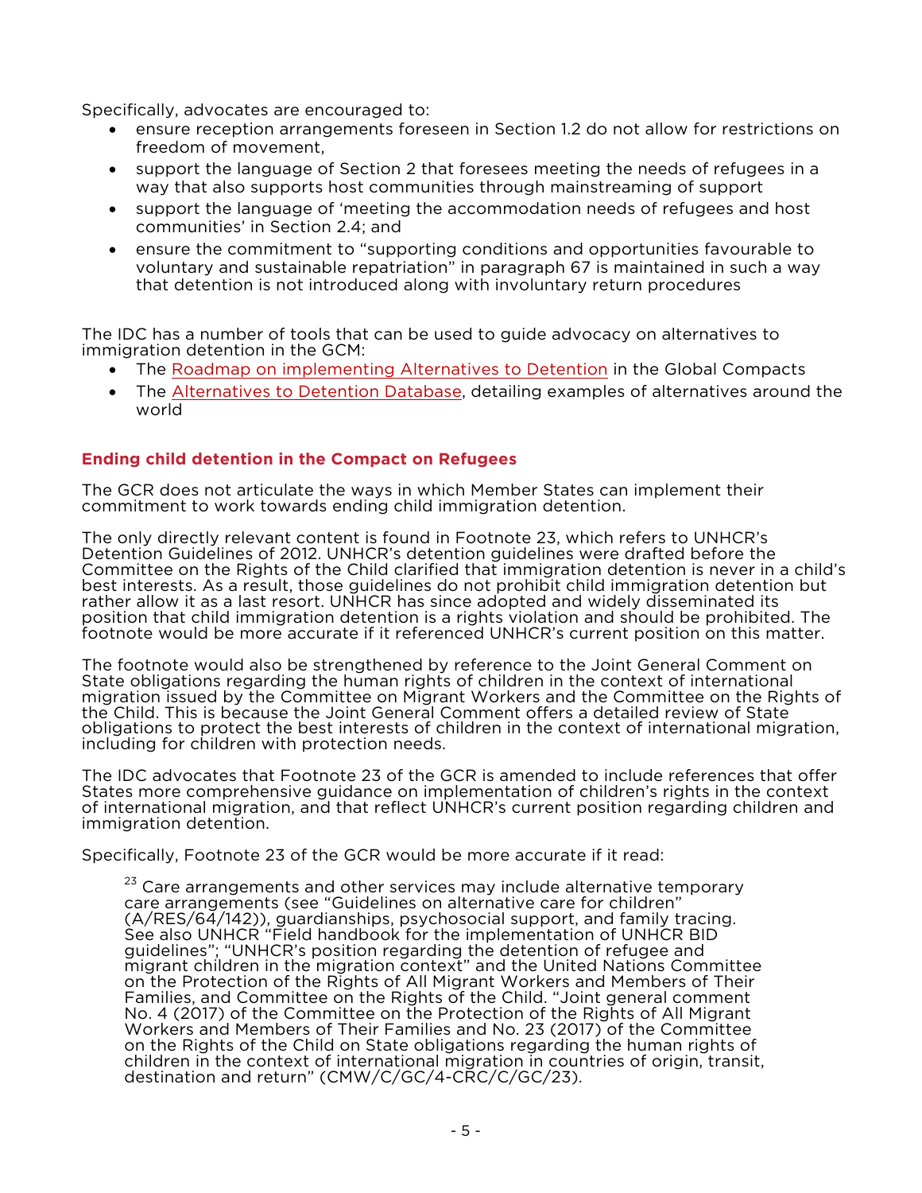Specifically, advocates are encouraged to:

- ensure reception arrangements foreseen in Section 1.2 do not allow for restrictions on freedom of movement,
- support the language of Section 2 that foresees meeting the needs of refugees in a way that also supports host communities through mainstreaming of support
- support the language of 'meeting the accommodation needs of refugees and host communities' in Section 2.4; and
- ensure the commitment to "supporting conditions and opportunities favourable to voluntary and sustainable repatriation" in paragraph 67 is maintained in such a way that detention is not introduced along with involuntary return procedures

The IDC has a number of tools that can be used to guide advocacy on alternatives to immigration detention in the GCM:

- The Roadmap on implementing Alternatives to Detention in the Global Compacts
- The Alternatives to Detention Database, detailing examples of alternatives around the world

### Ending child detention in the Compact on Refugees

The GCR does not articulate the ways in which Member States can implement their commitment to work towards ending child immigration detention.

The only directly relevant content is found in Footnote 23, which refers to UNHCR's Detention Guidelines of 2012. UNHCR's detention guidelines were drafted before the Committee on the Rights of the Child clarified that immigration detention is never in a child's best interests. As a result, those guidelines do not prohibit child immigration detention but rather allow it as a last resort. UNHCR has since adopted and widely disseminated its position that child immigration detention is a rights violation and should be prohibited. The footnote would be more accurate if it referenced UNHCR's current position on this matter.

The footnote would also be strengthened by reference to the Joint General Comment on State obligations regarding the human rights of children in the context of international migration issued by the Committee on Migrant Workers and the Committee on the Rights of the Child. This is because the Joint General Comment offers a detailed review of State obligations to protect the best interests of children in the context of international migration, including for children with protection needs.

The IDC advocates that Footnote 23 of the GCR is amended to include references that offer States more comprehensive guidance on implementation of children's rights in the context of international migration, and that reflect UNHCR's current position regarding children and immigration detention.

Specifically, Footnote 23 of the GCR would be more accurate if it read:

> [23] Care arrangements and other services may include alternative temporary care arrangements (see "Guidelines on alternative care for children" (A/RES/64/142)), guardianships, psychosocial support, and family tracing. See also UNHCR "Field handbook for the implementation of UNHCR BID guidelines"; "UNHCR's position regarding the detention of refugee and migrant children in the migration context" and the United Nations Committee on the Protection of the Rights of All Migrant Workers and Members of Their Families, and Committee on the Rights of the Child. "Joint general comment No. 4 (2017) of the Committee on the Protection of the Rights of All Migrant Workers and Members of Their Families and No. 23 (2017) of the Committee on the Rights of the Child on State obligations regarding the human rights of children in the context of international migration in countries of origin, transit, destination and return" (CMW/C/GC/4-CRC/C/GC/23).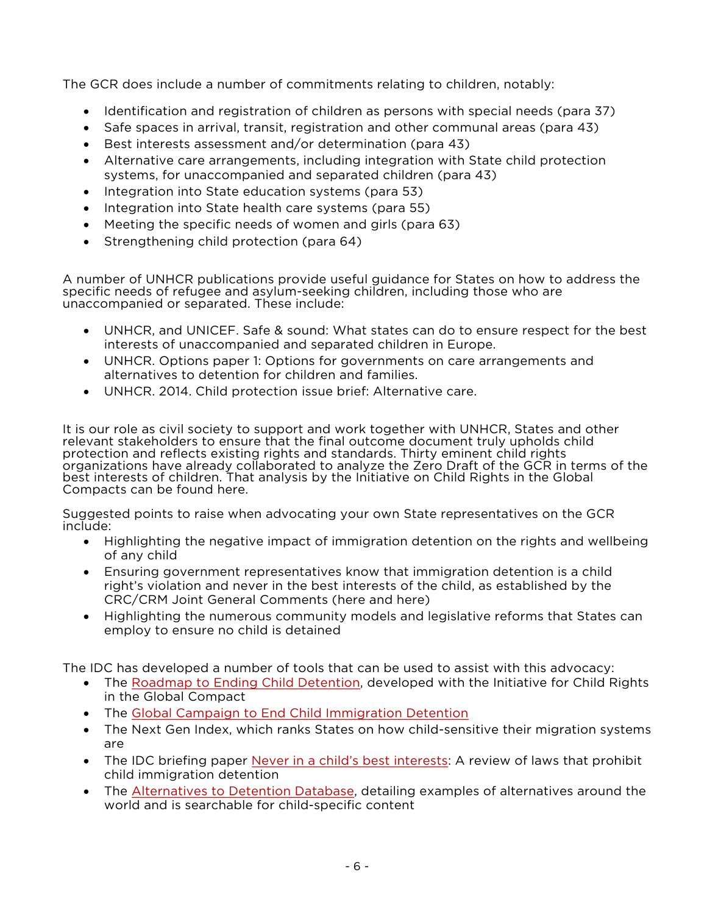The GCR does include a number of commitments relating to children, notably:

- Identification and registration of children as persons with special needs (para 37)
- Safe spaces in arrival, transit, registration and other communal areas (para 43)
- Best interests assessment and/or determination (para 43)
- Alternative care arrangements, including integration with State child protection systems, for unaccompanied and separated children (para 43)
- Integration into State education systems (para 53)
- Integration into State health care systems (para 55)
- Meeting the specific needs of women and girls (para 63)
- Strengthening child protection (para 64)

A number of UNHCR publications provide useful guidance for States on how to address the specific needs of refugee and asylum-seeking children, including those who are unaccompanied or separated. These include:

- UNHCR, and UNICEF. Safe & sound: What states can do to ensure respect for the best interests of unaccompanied and separated children in Europe.
- UNHCR. Options paper 1: Options for governments on care arrangements and alternatives to detention for children and families.
- UNHCR. 2014. Child protection issue brief: Alternative care.

It is our role as civil society to support and work together with UNHCR, States and other relevant stakeholders to ensure that the final outcome document truly upholds child protection and reflects existing rights and standards. Thirty eminent child rights organizations have already collaborated to analyze the Zero Draft of the GCR in terms of the best interests of children. That analysis by the Initiative on Child Rights in the Global Compacts can be found here.

Suggested points to raise when advocating your own State representatives on the GCR include:

- Highlighting the negative impact of immigration detention on the rights and wellbeing of any child
- Ensuring government representatives know that immigration detention is a child right's violation and never in the best interests of the child, as established by the CRC/CRM Joint General Comments (here and here)
- Highlighting the numerous community models and legislative reforms that States can employ to ensure no child is detained

The IDC has developed a number of tools that can be used to assist with this advocacy:

- The Roadmap to Ending Child Detention, developed with the Initiative for Child Rights in the Global Compact
- The Global Campaign to End Child Immigration Detention
- The Next Gen Index, which ranks States on how child-sensitive their migration systems are
- The IDC briefing paper Never in a child's best interests: A review of laws that prohibit child immigration detention
- The Alternatives to Detention Database, detailing examples of alternatives around the world and is searchable for child-specific content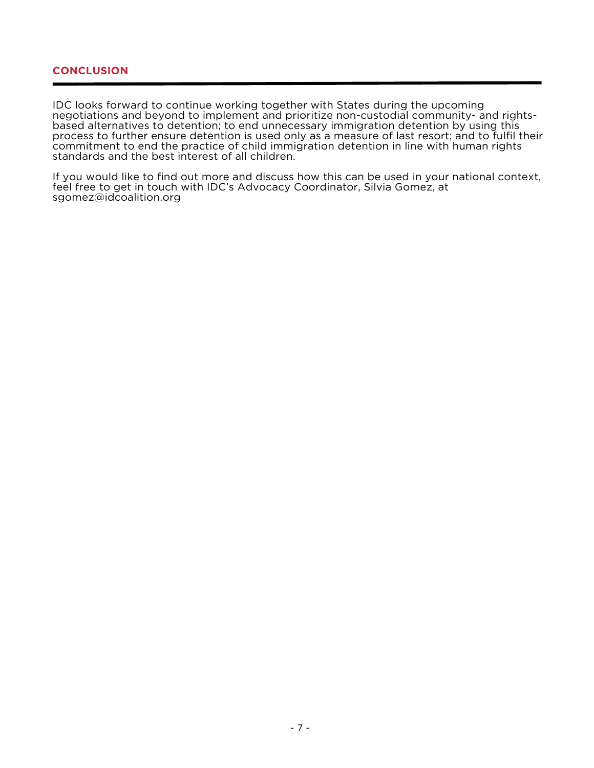## CONCLUSION

IDC looks forward to continue working together with States during the upcoming negotiations and beyond to implement and prioritize non-custodial community- and rights-based alternatives to detention; to end unnecessary immigration detention by using this process to further ensure detention is used only as a measure of last resort; and to fulfil their commitment to end the practice of child immigration detention in line with human rights standards and the best interest of all children.

If you would like to find out more and discuss how this can be used in your national context, feel free to get in touch with IDC's Advocacy Coordinator, Silvia Gomez, at sgomez@idcoalition.org